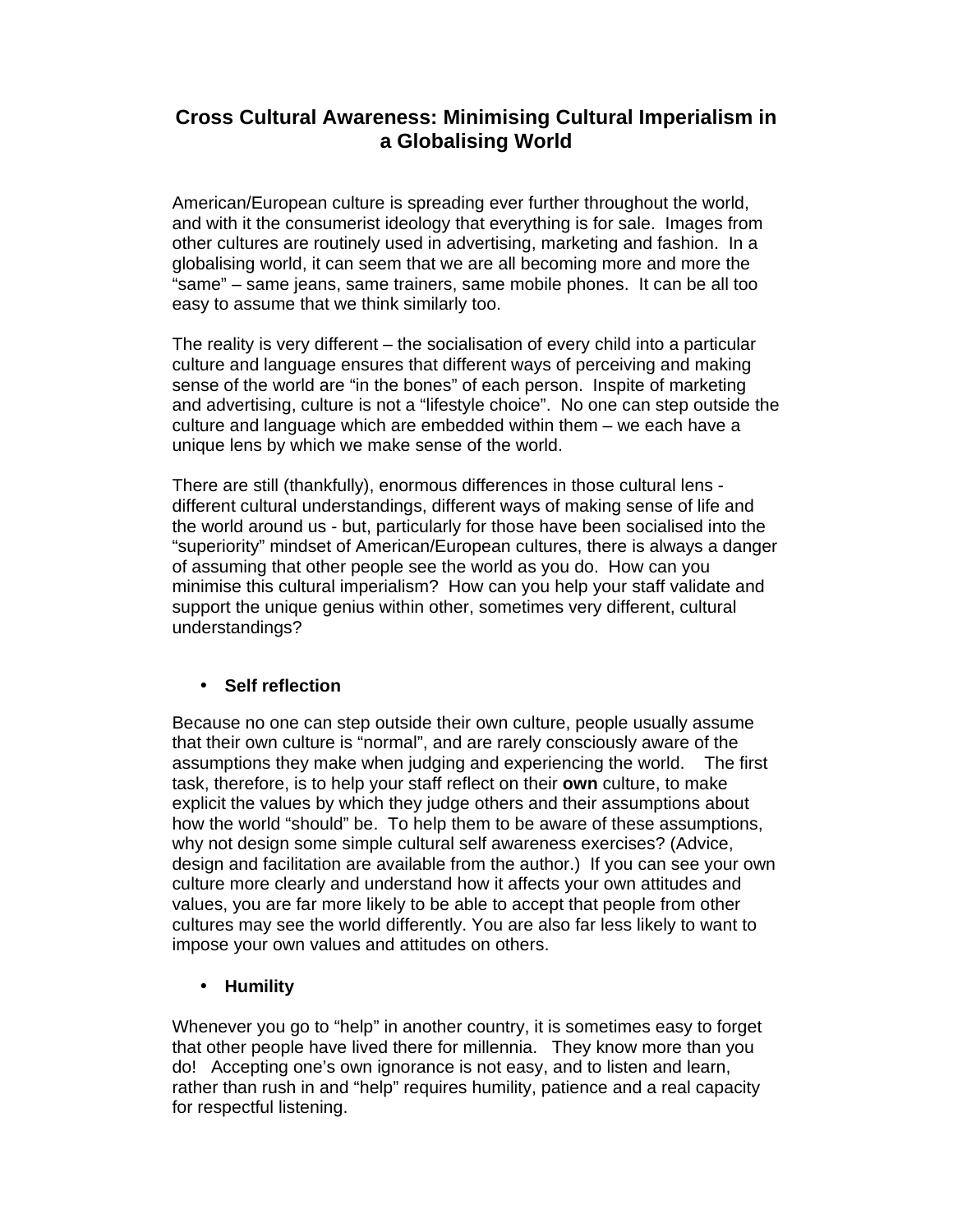# Cross Cultural Awareness: Minimising Cultural Imperialism in a Globalising World

American/European culture is spreading ever further throughout the world, and with it the consumerist ideology that everything is for sale. Images from other cultures are routinely used in advertising, marketing and fashion. In a globalising world, it can seem that we are all becoming more and more the "same" – same jeans, same trainers, same mobile phones. It can be all too easy to assume that we think similarly too.

The reality is very different – the socialisation of every child into a particular culture and language ensures that different ways of perceiving and making sense of the world are "in the bones" of each person. Inspite of marketing and advertising, culture is not a "lifestyle choice". No one can step outside the culture and language which are embedded within them – we each have a unique lens by which we make sense of the world.

There are still (thankfully), enormous differences in those cultural lens - different cultural understandings, different ways of making sense of life and the world around us - but, particularly for those have been socialised into the "superiority" mindset of American/European cultures, there is always a danger of assuming that other people see the world as you do. How can you minimise this cultural imperialism? How can you help your staff validate and support the unique genius within other, sometimes very different, cultural understandings?

- **Self reflection**

Because no one can step outside their own culture, people usually assume that their own culture is "normal", and are rarely consciously aware of the assumptions they make when judging and experiencing the world. The first task, therefore, is to help your staff reflect on their **own** culture, to make explicit the values by which they judge others and their assumptions about how the world "should" be. To help them to be aware of these assumptions, why not design some simple cultural self awareness exercises? (Advice, design and facilitation are available from the author.) If you can see your own culture more clearly and understand how it affects your own attitudes and values, you are far more likely to be able to accept that people from other cultures may see the world differently. You are also far less likely to want to impose your own values and attitudes on others.

- **Humility**

Whenever you go to "help" in another country, it is sometimes easy to forget that other people have lived there for millennia. They know more than you do! Accepting one's own ignorance is not easy, and to listen and learn, rather than rush in and "help" requires humility, patience and a real capacity for respectful listening.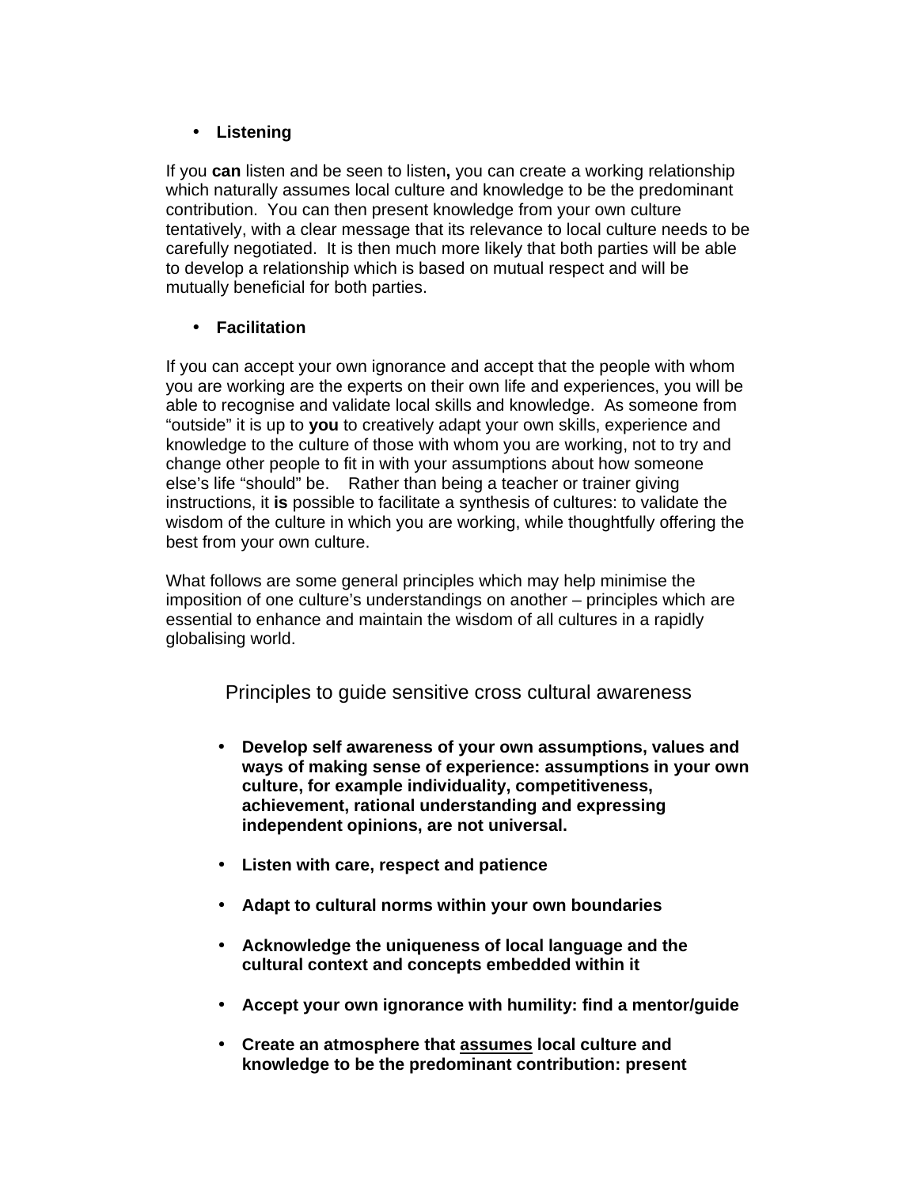- **Listening**

If you **can** listen and be seen to listen**,** you can create a working relationship which naturally assumes local culture and knowledge to be the predominant contribution. You can then present knowledge from your own culture tentatively, with a clear message that its relevance to local culture needs to be carefully negotiated. It is then much more likely that both parties will be able to develop a relationship which is based on mutual respect and will be mutually beneficial for both parties.

- **Facilitation**

If you can accept your own ignorance and accept that the people with whom you are working are the experts on their own life and experiences, you will be able to recognise and validate local skills and knowledge. As someone from "outside" it is up to **you** to creatively adapt your own skills, experience and knowledge to the culture of those with whom you are working, not to try and change other people to fit in with your assumptions about how someone else's life "should" be. Rather than being a teacher or trainer giving instructions, it **is** possible to facilitate a synthesis of cultures: to validate the wisdom of the culture in which you are working, while thoughtfully offering the best from your own culture.

What follows are some general principles which may help minimise the imposition of one culture's understandings on another – principles which are essential to enhance and maintain the wisdom of all cultures in a rapidly globalising world.

## Principles to guide sensitive cross cultural awareness

- **Develop self awareness of your own assumptions, values and ways of making sense of experience: assumptions in your own culture, for example individuality, competitiveness, achievement, rational understanding and expressing independent opinions, are not universal.**
- **Listen with care, respect and patience**
- **Adapt to cultural norms within your own boundaries**
- **Acknowledge the uniqueness of local language and the cultural context and concepts embedded within it**
- **Accept your own ignorance with humility: find a mentor/guide**
- **Create an atmosphere that <u>assumes</u> local culture and knowledge to be the predominant contribution: present**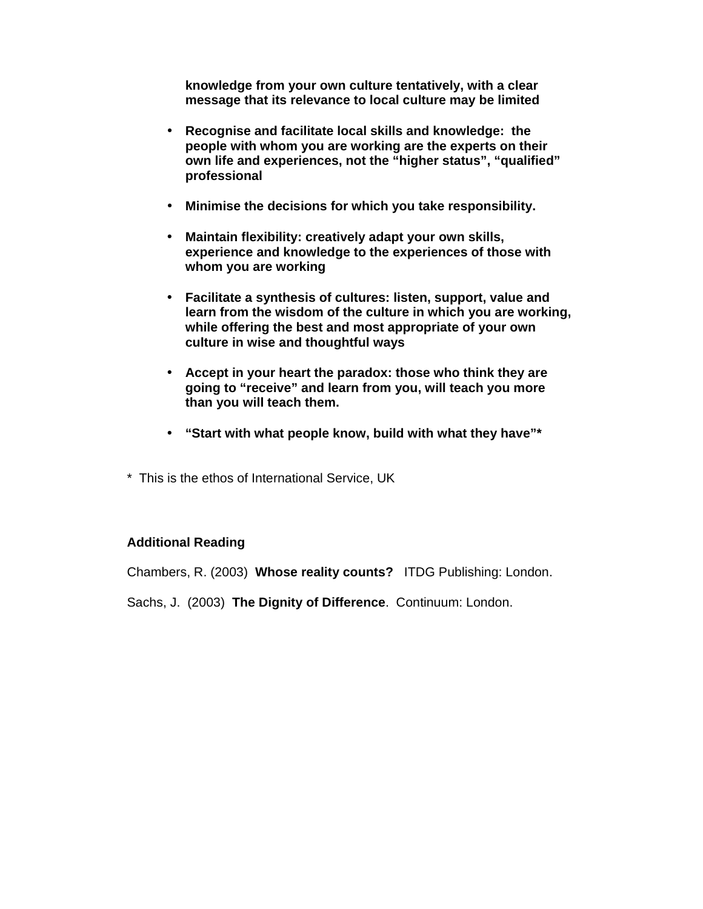**knowledge from your own culture tentatively, with a clear message that its relevance to local culture may be limited**

- **Recognise and facilitate local skills and knowledge: the people with whom you are working are the experts on their own life and experiences, not the "higher status", "qualified" professional**

- **Minimise the decisions for which you take responsibility.**

- **Maintain flexibility: creatively adapt your own skills, experience and knowledge to the experiences of those with whom you are working**

- **Facilitate a synthesis of cultures: listen, support, value and learn from the wisdom of the culture in which you are working, while offering the best and most appropriate of your own culture in wise and thoughtful ways**

- **Accept in your heart the paradox: those who think they are going to "receive" and learn from you, will teach you more than you will teach them.**

- **"Start with what people know, build with what they have"***

* This is the ethos of International Service, UK

**Additional Reading**

Chambers, R. (2003) **Whose reality counts?** ITDG Publishing: London.

Sachs, J. (2003) **The Dignity of Difference**. Continuum: London.